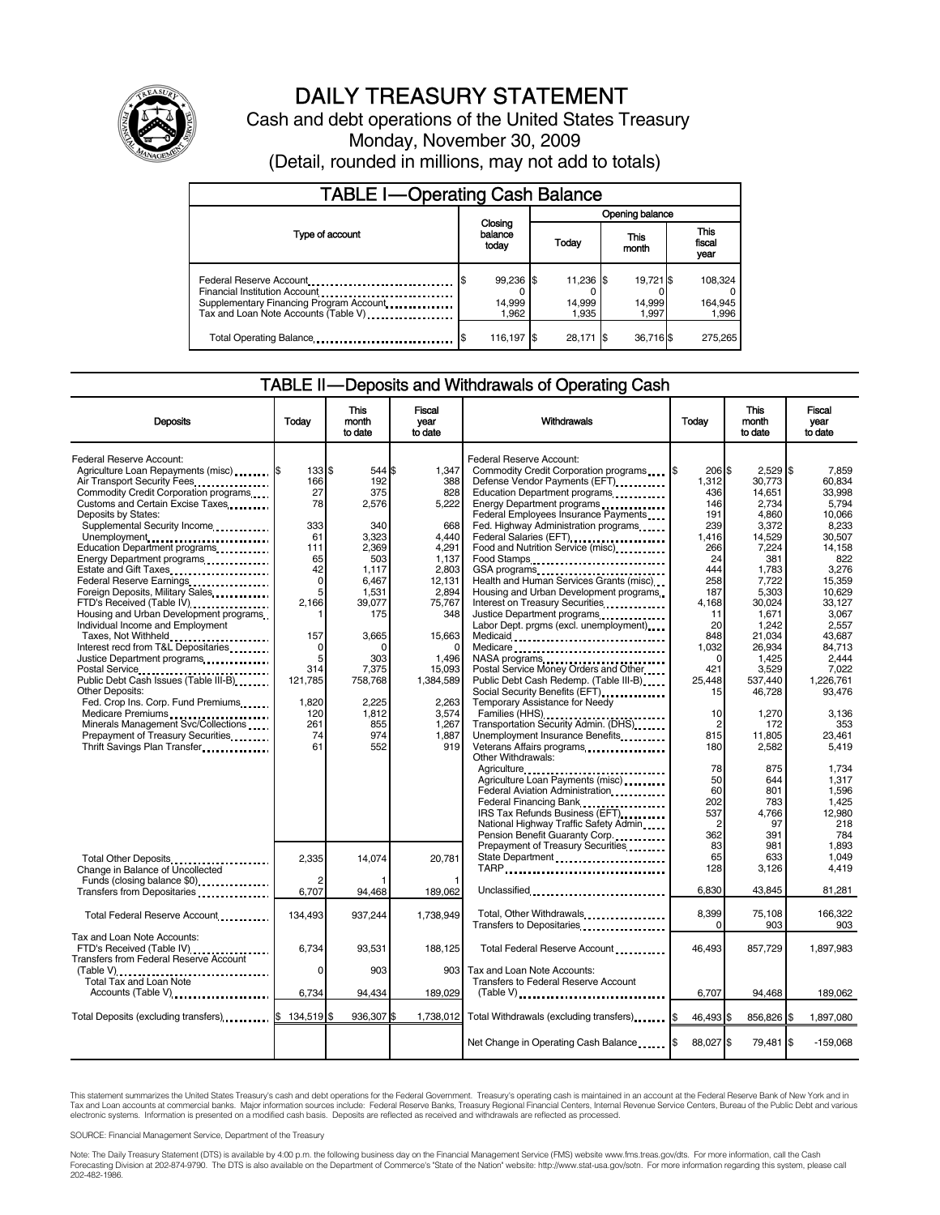# DAILY TREASURY STATEMENT

Cash and debt operations of the United States Treasury

Monday, November 30, 2009

(Detail, rounded in millions, may not add to totals)

## TABLE I—Operating Cash Balance

| Type of account | Closing balance today | Opening balance Today | This month | This fiscal year |
|---|---|---|---|---|
| Federal Reserve Account | $ 99,236 | $ 11,236 | $ 19,721 | $ 108,324 |
| Financial Institution Account | 0 | 0 | 0 | 0 |
| Supplementary Financing Program Account | 14,999 | 14,999 | 14,999 | 164,945 |
| Tax and Loan Note Accounts (Table V) | 1,962 | 1,935 | 1,997 | 1,996 |
| Total Operating Balance | $ 116,197 | $ 28,171 | $ 36,716 | $ 275,265 |

## TABLE II—Deposits and Withdrawals of Operating Cash

| Deposits | Today | This month to date | Fiscal year to date |
|---|---|---|---|
| Federal Reserve Account: | | | |
| Agriculture Loan Repayments (misc) | $ 133 | $ 544 | $ 1,347 |
| Air Transport Security Fees | 166 | 192 | 388 |
| Commodity Credit Corporation programs | 27 | 375 | 828 |
| Customs and Certain Excise Taxes | 78 | 2,576 | 5,222 |
| Deposits by States: | | | |
| Supplemental Security Income | 333 | 340 | 668 |
| Unemployment | 61 | 3,323 | 4,440 |
| Education Department programs | 111 | 2,369 | 4,291 |
| Energy Department programs | 65 | 503 | 1,137 |
| Estate and Gift Taxes | 42 | 1,117 | 2,803 |
| Federal Reserve Earnings | 0 | 6,467 | 12,131 |
| Foreign Deposits, Military Sales | 5 | 1,531 | 2,894 |
| FTD's Received (Table IV) | 2,166 | 39,077 | 75,767 |
| Housing and Urban Development programs | 1 | 175 | 348 |
| Individual Income and Employment Taxes, Not Withheld | 157 | 3,665 | 15,663 |
| Interest recd from T&L Depositaries | 0 | 0 | 0 |
| Justice Department programs | 5 | 303 | 1,496 |
| Postal Service | 314 | 7,375 | 15,093 |
| Public Debt Cash Issues (Table III-B) | 121,785 | 758,768 | 1,384,589 |
| Other Deposits: | | | |
| Fed. Crop Ins. Corp. Fund Premiums | 1,820 | 2,225 | 2,263 |
| Medicare Premiums | 120 | 1,812 | 3,574 |
| Minerals Management Svc/Collections | 261 | 855 | 1,267 |
| Prepayment of Treasury Securities | 74 | 974 | 1,887 |
| Thrift Savings Plan Transfer | 61 | 552 | 919 |
| Total Other Deposits | 2,335 | 14,074 | 20,781 |
| Change in Balance of Uncollected Funds (closing balance $0) | 2 | 1 | 1 |
| Transfers from Depositaries | 6,707 | 94,468 | 189,062 |
| Total Federal Reserve Account | 134,493 | 937,244 | 1,738,949 |
| Tax and Loan Note Accounts: | | | |
| FTD's Received (Table IV) | 6,734 | 93,531 | 188,125 |
| Transfers from Federal Reserve Account (Table V) | 0 | 903 | 903 |
| Total Tax and Loan Note Accounts (Table V) | 6,734 | 94,434 | 189,029 |
| Total Deposits (excluding transfers) | $ 134,519 | $ 936,307 | $ 1,738,012 |

| Withdrawals | Today | This month to date | Fiscal year to date |
|---|---|---|---|
| Federal Reserve Account: | | | |
| Commodity Credit Corporation programs | $ 206 | $ 2,529 | $ 7,859 |
| Defense Vendor Payments (EFT) | 1,312 | 30,773 | 60,834 |
| Education Department programs | 436 | 14,651 | 33,998 |
| Energy Department programs | 146 | 2,734 | 5,794 |
| Federal Employees Insurance Payments | 191 | 4,860 | 10,066 |
| Fed. Highway Administration programs | 239 | 3,372 | 8,233 |
| Federal Salaries (EFT) | 1,416 | 14,529 | 30,507 |
| Food and Nutrition Service (misc) | 266 | 7,224 | 14,158 |
| Food Stamps | 24 | 381 | 822 |
| GSA programs | 444 | 1,783 | 3,276 |
| Health and Human Services Grants (misc) | 258 | 7,722 | 15,359 |
| Housing and Urban Development programs | 187 | 5,303 | 10,629 |
| Interest on Treasury Securities | 4,168 | 30,024 | 33,127 |
| Justice Department programs | 11 | 1,671 | 3,067 |
| Labor Dept. prgms (excl. unemployment) | 20 | 1,242 | 2,557 |
| Medicaid | 848 | 21,034 | 43,687 |
| Medicare | 1,032 | 26,934 | 84,713 |
| NASA programs | 0 | 1,425 | 2,444 |
| Postal Service Money Orders and Other | 421 | 3,529 | 7,022 |
| Public Debt Cash Redemp. (Table III-B) | 25,448 | 537,440 | 1,226,761 |
| Social Security Benefits (EFT) | 15 | 46,728 | 93,476 |
| Temporary Assistance for Needy Families (HHS) | 10 | 1,270 | 3,136 |
| Transportation Security Admin. (DHS) | 2 | 172 | 353 |
| Unemployment Insurance Benefits | 815 | 11,805 | 23,461 |
| Veterans Affairs programs | 180 | 2,582 | 5,419 |
| Other Withdrawals: | | | |
| Agriculture | 78 | 875 | 1,734 |
| Agriculture Loan Payments (misc) | 50 | 644 | 1,317 |
| Federal Aviation Administration | 60 | 801 | 1,596 |
| Federal Financing Bank | 202 | 783 | 1,425 |
| IRS Tax Refunds Business (EFT) | 537 | 4,766 | 12,980 |
| National Highway Traffic Safety Admin | 2 | 97 | 218 |
| Pension Benefit Guaranty Corp. | 362 | 391 | 784 |
| Prepayment of Treasury Securities | 83 | 981 | 1,893 |
| State Department | 65 | 633 | 1,049 |
| TARP | 128 | 3,126 | 4,419 |
| Unclassified | 6,830 | 43,845 | 81,281 |
| Total, Other Withdrawals | 8,399 | 75,108 | 166,322 |
| Transfers to Depositaries | 0 | 903 | 903 |
| Total Federal Reserve Account | 46,493 | 857,729 | 1,897,983 |
| Tax and Loan Note Accounts: | | | |
| Transfers to Federal Reserve Account (Table V) | 6,707 | 94,468 | 189,062 |
| Total Withdrawals (excluding transfers) | $ 46,493 | $ 856,826 | $ 1,897,080 |
| Net Change in Operating Cash Balance | $ 88,027 | $ 79,481 | $ -159,068 |

This statement summarizes the United States Treasury's cash and debt operations for the Federal Government. Treasury's operating cash is maintained in an account at the Federal Reserve Bank of New York and in Tax and Loan accounts at commercial banks. Major information sources include: Federal Reserve Banks, Treasury Regional Financial Centers, Internal Revenue Service Centers, Bureau of the Public Debt and various electronic systems. Information is presented on a modified cash basis. Deposits are reflected as received and withdrawals are reflected as processed.

SOURCE: Financial Management Service, Department of the Treasury

Note: The Daily Treasury Statement (DTS) is available by 4:00 p.m. the following business day on the Financial Management Service (FMS) website www.fms.treas.gov/dts. For more information, call the Cash Forecasting Division at 202-874-9790. The DTS is also available on the Department of Commerce's "State of the Nation" website: http://www.stat-usa.gov/sotn. For more information regarding this system, please call 202-482-1986.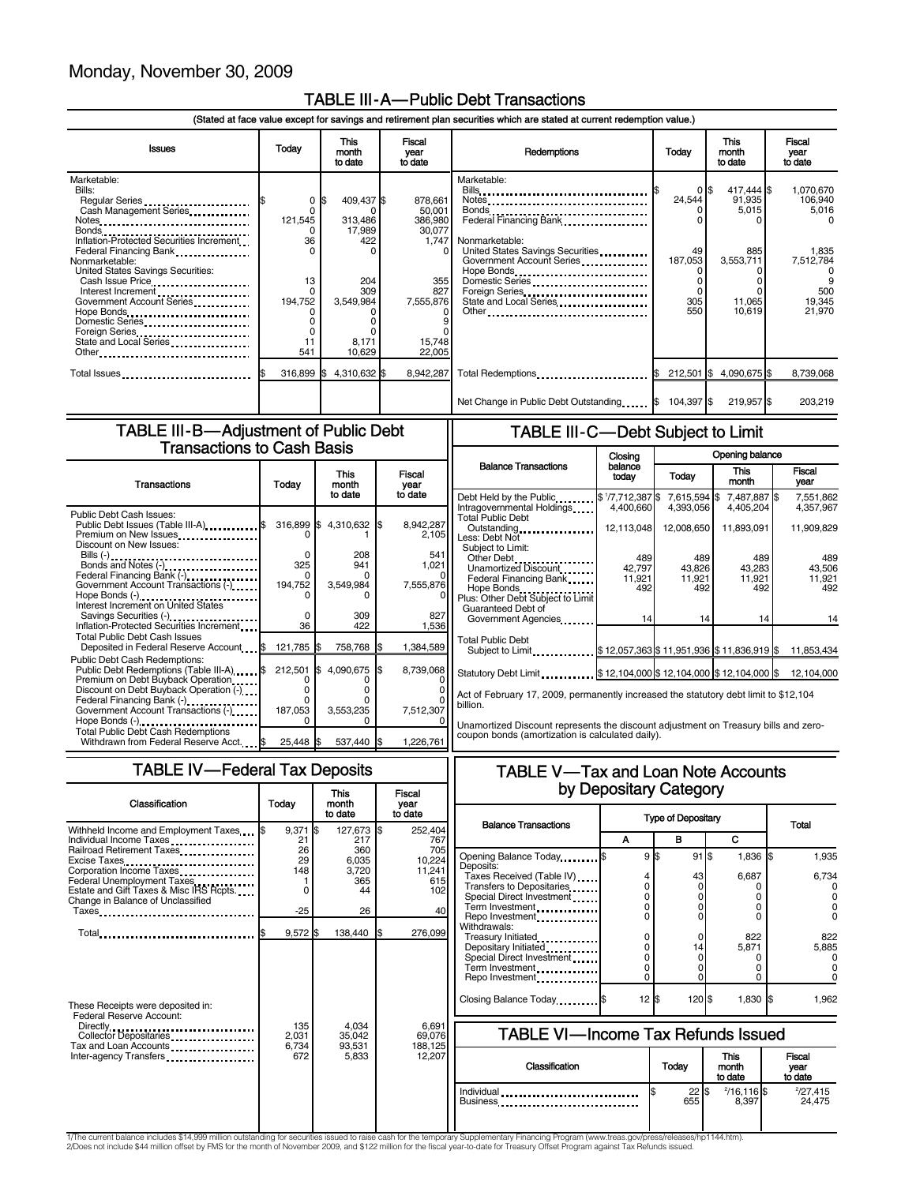Monday, November 30, 2009

## TABLE III-A—Public Debt Transactions

(Stated at face value except for savings and retirement plan securities which are stated at current redemption value.)

| Issues | Today | This month to date | Fiscal year to date |
|---|---|---|---|
| Marketable: | | | |
| Bills: | | | |
| Regular Series | $ 0 | $ 409,437 | $ 878,661 |
| Cash Management Series | 0 | 0 | 50,001 |
| Notes | 121,545 | 313,486 | 386,980 |
| Bonds | 0 | 17,989 | 30,077 |
| Inflation-Protected Securities Increment | 36 | 422 | 1,747 |
| Federal Financing Bank | 0 | 0 | 0 |
| Nonmarketable: | | | |
| United States Savings Securities: | | | |
| Cash Issue Price | 13 | 204 | 355 |
| Interest Increment | 0 | 309 | 827 |
| Government Account Series | 194,752 | 3,549,984 | 7,555,876 |
| Hope Bonds | 0 | 0 | 0 |
| Domestic Series | 0 | 0 | 9 |
| Foreign Series | 0 | 0 | 0 |
| State and Local Series | 11 | 8,171 | 15,748 |
| Other | 541 | 10,629 | 22,005 |
| Total Issues | $ 316,899 | $ 4,310,632 | $ 8,942,287 |

| Redemptions | Today | This month to date | Fiscal year to date |
|---|---|---|---|
| Marketable: | | | |
| Bills | $ 0 | $ 417,444 | $ 1,070,670 |
| Notes | 24,544 | 91,935 | 106,940 |
| Bonds | 0 | 5,015 | 5,016 |
| Federal Financing Bank | 0 | 0 | 0 |
| Nonmarketable: | | | |
| United States Savings Securities | 49 | 885 | 1,835 |
| Government Account Series | 187,053 | 3,553,711 | 7,512,784 |
| Hope Bonds | 0 | 0 | 0 |
| Domestic Series | 0 | 0 | 9 |
| Foreign Series | 0 | 0 | 500 |
| State and Local Series | 305 | 11,065 | 19,345 |
| Other | 550 | 10,619 | 21,970 |
| Total Redemptions | $ 212,501 | $ 4,090,675 | $ 8,739,068 |
| Net Change in Public Debt Outstanding | $ 104,397 | $ 219,957 | $ 203,219 |

## TABLE III-B—Adjustment of Public Debt Transactions to Cash Basis

| Transactions | Today | This month to date | Fiscal year to date |
|---|---|---|---|
| Public Debt Cash Issues: | | | |
| Public Debt Issues (Table III-A) | $ 316,899 | $ 4,310,632 | $ 8,942,287 |
| Premium on New Issues | 0 | 1 | 2,105 |
| Discount on New Issues: | | | |
| Bills (-) | 0 | 208 | 541 |
| Bonds and Notes (-) | 325 | 941 | 1,021 |
| Federal Financing Bank (-) | 0 | 0 | 0 |
| Government Account Transactions (-) | 194,752 | 3,549,984 | 7,555,876 |
| Hope Bonds (-) | 0 | 0 | 0 |
| Interest Increment on United States Savings Securities (-) | 0 | 309 | 827 |
| Inflation-Protected Securities Increment | 36 | 422 | 1,536 |
| Total Public Debt Cash Issues Deposited in Federal Reserve Account | $ 121,785 | $ 758,768 | $ 1,384,589 |
| Public Debt Cash Redemptions: | | | |
| Public Debt Redemptions (Table III-A) | $ 212,501 | $ 4,090,675 | $ 8,739,068 |
| Premium on Debt Buyback Operation | 0 | 0 | 0 |
| Discount on Debt Buyback Operation (-) | 0 | 0 | 0 |
| Federal Financing Bank (-) | 0 | 0 | 0 |
| Government Account Transactions (-) | 187,053 | 3,553,235 | 7,512,307 |
| Hope Bonds (-) | 0 | 0 | 0 |
| Total Public Debt Cash Redemptions Withdrawn from Federal Reserve Acct. | $ 25,448 | $ 537,440 | $ 1,226,761 |

## TABLE III-C—Debt Subject to Limit

| Balance Transactions | Closing balance today | Opening balance Today | Opening balance This month | Opening balance Fiscal year |
|---|---|---|---|---|
| Debt Held by the Public | $ [1]7,712,387 | $ 7,615,594 | $ 7,487,887 | $ 7,551,862 |
| Intragovernmental Holdings | 4,400,660 | 4,393,056 | 4,405,204 | 4,357,967 |
| Total Public Debt Outstanding | 12,113,048 | 12,008,650 | 11,893,091 | 11,909,829 |
| Less: Debt Not Subject to Limit: | | | | |
| Other Debt | 489 | 489 | 489 | 489 |
| Unamortized Discount | 42,797 | 43,826 | 43,283 | 43,506 |
| Federal Financing Bank | 11,921 | 11,921 | 11,921 | 11,921 |
| Hope Bonds | 492 | 492 | 492 | 492 |
| Plus: Other Debt Subject to Limit Guaranteed Debt of Government Agencies | 14 | 14 | 14 | 14 |
| Total Public Debt Subject to Limit | $ 12,057,363 | $ 11,951,936 | $ 11,836,919 | $ 11,853,434 |
| Statutory Debt Limit | $ 12,104,000 | $ 12,104,000 | $ 12,104,000 | $ 12,104,000 |

Act of February 17, 2009, permanently increased the statutory debt limit to $12,104 billion.

Unamortized Discount represents the discount adjustment on Treasury bills and zero-coupon bonds (amortization is calculated daily).

## TABLE IV—Federal Tax Deposits

| Classification | Today | This month to date | Fiscal year to date |
|---|---|---|---|
| Withheld Income and Employment Taxes | $ 9,371 | $ 127,673 | $ 252,404 |
| Individual Income Taxes | 21 | 217 | 767 |
| Railroad Retirement Taxes | 26 | 360 | 705 |
| Excise Taxes | 29 | 6,035 | 10,224 |
| Corporation Income Taxes | 148 | 3,720 | 11,241 |
| Federal Unemployment Taxes | 1 | 365 | 615 |
| Estate and Gift Taxes & Misc IRS Rcpts. | 0 | 44 | 102 |
| Change in Balance of Unclassified Taxes | -25 | 26 | 40 |
| Total | $ 9,572 | $ 138,440 | $ 276,099 |
| These Receipts were deposited in: | | | |
| Federal Reserve Account: | | | |
| Directly | 135 | 4,034 | 6,691 |
| Collector Depositaries | 2,031 | 35,042 | 69,076 |
| Tax and Loan Accounts | 6,734 | 93,531 | 188,125 |
| Inter-agency Transfers | 672 | 5,833 | 12,207 |

## TABLE V—Tax and Loan Note Accounts by Depositary Category

| Balance Transactions | Type of Depositary A | Type of Depositary B | Type of Depositary C | Total |
|---|---|---|---|---|
| Opening Balance Today | $ 9 | $ 91 | $ 1,836 | $ 1,935 |
| Deposits: | | | | |
| Taxes Received (Table IV) | 4 | 43 | 6,687 | 6,734 |
| Transfers to Depositaries | 0 | 0 | 0 | 0 |
| Special Direct Investment | 0 | 0 | 0 | 0 |
| Term Investment | 0 | 0 | 0 | 0 |
| Repo Investment | 0 | 0 | 0 | 0 |
| Withdrawals: | | | | |
| Treasury Initiated | 0 | 0 | 822 | 822 |
| Depositary Initiated | 0 | 14 | 5,871 | 5,885 |
| Special Direct Investment | 0 | 0 | 0 | 0 |
| Term Investment | 0 | 0 | 0 | 0 |
| Repo Investment | 0 | 0 | 0 | 0 |
| Closing Balance Today | $ 12 | $ 120 | $ 1,830 | $ 1,962 |

## TABLE VI—Income Tax Refunds Issued

| Classification | Today | This month to date | Fiscal year to date |
|---|---|---|---|
| Individual | $ 22 | $ [2]16,116 | $ [2]27,415 |
| Business | 655 | 8,397 | 24,475 |

1/The current balance includes $14,999 million outstanding for securities issued to raise cash for the temporary Supplementary Financing Program (www.treas.gov/press/releases/hp1144.htm).
2/Does not include $44 million offset by FMS for the month of November 2009, and $122 million for the fiscal year-to-date for Treasury Offset Program against Tax Refunds issued.